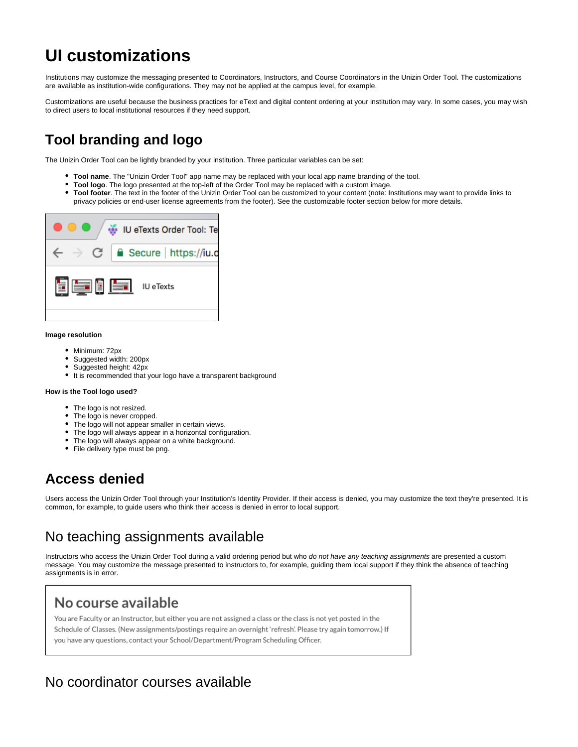# UI customizations

Institutions may customize the messaging presented to Coordinators, Instructors, and Course Coordinators in the Unizin Order Tool. The customizations are available as institution-wide configurations. They may not be applied at the campus level, for example.

Customizations are useful because the business practices for eText and digital content ordering at your institution may vary. In some cases, you may wish to direct users to local institutional resources if they need support.

## Tool branding and logo

The Unizin Order Tool can be lightly branded by your institution. Three particular variables can be set:

- **Tool name**. The "Unizin Order Tool" app name may be replaced with your local app name branding of the tool.
- **Tool logo**. The logo presented at the top-left of the Order Tool may be replaced with a custom image.
- **Tool footer**. The text in the footer of the Unizin Order Tool can be customized to your content (note: Institutions may want to provide links to privacy policies or end-user license agreements from the footer). See the customizable footer section below for more details.

**Image resolution**

- Minimum: 72px
- Suggested width: 200px
- Suggested height: 42px
- It is recommended that your logo have a transparent background

**How is the Tool logo used?**

- The logo is not resized.
- The logo is never cropped.
- The logo will not appear smaller in certain views.
- The logo will always appear in a horizontal configuration.
- The logo will always appear on a white background.
- File delivery type must be png.

## Access denied

Users access the Unizin Order Tool through your Institution's Identity Provider. If their access is denied, you may customize the text they're presented. It is common, for example, to guide users who think their access is denied in error to local support.

## No teaching assignments available

Instructors who access the Unizin Order Tool during a valid ordering period but who *do not have any teaching assignments* are presented a custom message. You may customize the message presented to instructors to, for example, guiding them local support if they think the absence of teaching assignments is in error.

## No coordinator courses available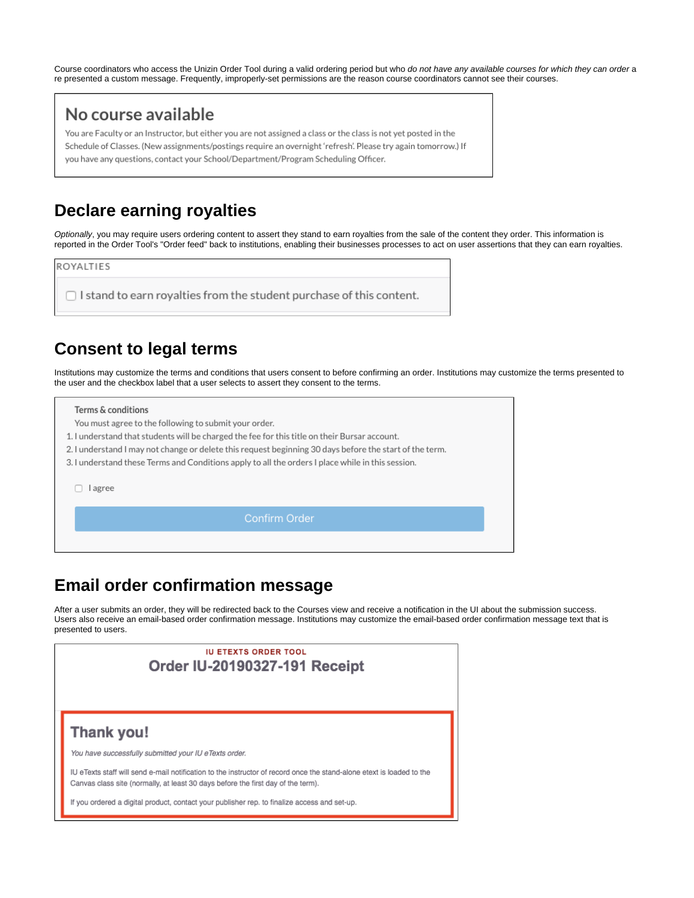Course coordinators who access the Unizin Order Tool during a valid ordering period but who *do not have any available courses for which they can order* are presented a custom message. Frequently, improperly-set permissions are the reason course coordinators cannot see their courses.

> **No course available**
>
> You are Faculty or an Instructor, but either you are not assigned a class or the class is not yet posted in the Schedule of Classes. (New assignments/postings require an overnight 'refresh'. Please try again tomorrow.) If you have any questions, contact your School/Department/Program Scheduling Officer.

## Declare earning royalties

*Optionally*, you may require users ordering content to assert they stand to earn royalties from the sale of the content they order. This information is reported in the Order Tool's "Order feed" back to institutions, enabling their businesses processes to act on user assertions that they can earn royalties.

> ROYALTIES
>
> ☐ I stand to earn royalties from the student purchase of this content.

## Consent to legal terms

Institutions may customize the terms and conditions that users consent to before confirming an order. Institutions may customize the terms presented to the user and the checkbox label that a user selects to assert they consent to the terms.

> **Terms & conditions**
>
> You must agree to the following to submit your order.
>
> 1. I understand that students will be charged the fee for this title on their Bursar account.
> 2. I understand I may not change or delete this request beginning 30 days before the start of the term.
> 3. I understand these Terms and Conditions apply to all the orders I place while in this session.
>
> ☐ I agree
>
> Confirm Order

## Email order confirmation message

After a user submits an order, they will be redirected back to the Courses view and receive a notification in the UI about the submission success. Users also receive an email-based order confirmation message. Institutions may customize the email-based order confirmation message text that is presented to users.

> IU ETEXTS ORDER TOOL
>
> **Order IU-20190327-191 Receipt**
>
> **Thank you!**
>
> *You have successfully submitted your IU eTexts order.*
>
> IU eTexts staff will send e-mail notification to the instructor of record once the stand-alone etext is loaded to the Canvas class site (normally, at least 30 days before the first day of the term).
>
> If you ordered a digital product, contact your publisher rep. to finalize access and set-up.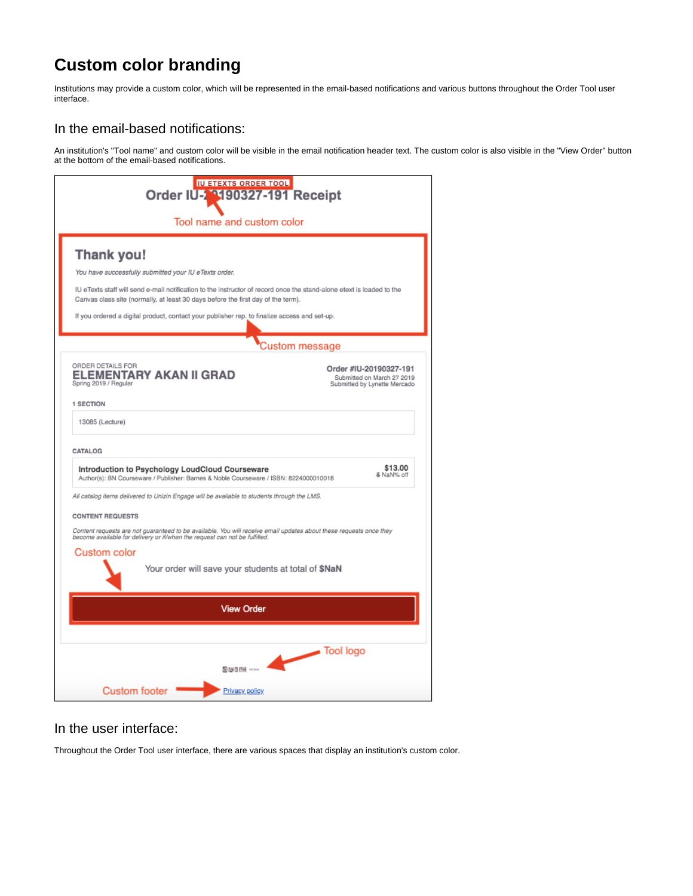# Custom color branding

Institutions may provide a custom color, which will be represented in the email-based notifications and various buttons throughout the Order Tool user interface.

## In the email-based notifications:

An institution's "Tool name" and custom color will be visible in the email notification header text. The custom color is also visible in the "View Order" button at the bottom of the email-based notifications.

## In the user interface:

Throughout the Order Tool user interface, there are various spaces that display an institution's custom color.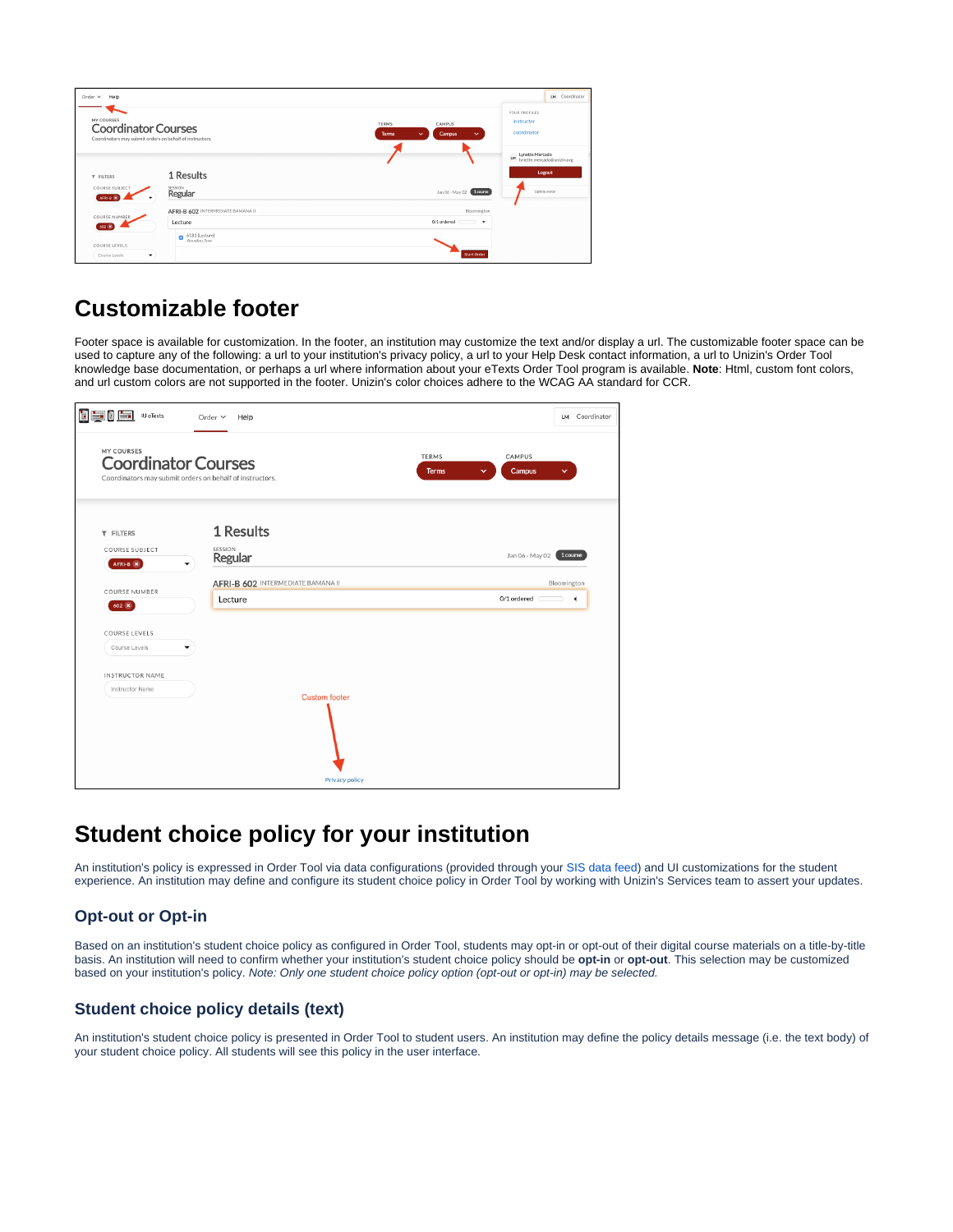## Customizable footer

Footer space is available for customization. In the footer, an institution may customize the text and/or display a url. The customizable footer space can be used to capture any of the following: a url to your institution's privacy policy, a url to your Help Desk contact information, a url to Unizin's Order Tool knowledge base documentation, or perhaps a url where information about your eTexts Order Tool program is available. **Note**: Html, custom font colors, and url custom colors are not supported in the footer. Unizin's color choices adhere to the WCAG AA standard for CCR.

## Student choice policy for your institution

An institution's policy is expressed in Order Tool via data configurations (provided through your SIS data feed) and UI customizations for the student experience. An institution may define and configure its student choice policy in Order Tool by working with Unizin's Services team to assert your updates.

### Opt-out or Opt-in

Based on an institution's student choice policy as configured in Order Tool, students may opt-in or opt-out of their digital course materials on a title-by-title basis. An institution will need to confirm whether your institution's student choice policy should be **opt-in** or **opt-out**. This selection may be customized based on your institution's policy. *Note: Only one student choice policy option (opt-out or opt-in) may be selected.*

### Student choice policy details (text)

An institution's student choice policy is presented in Order Tool to student users. An institution may define the policy details message (i.e. the text body) of your student choice policy. All students will see this policy in the user interface.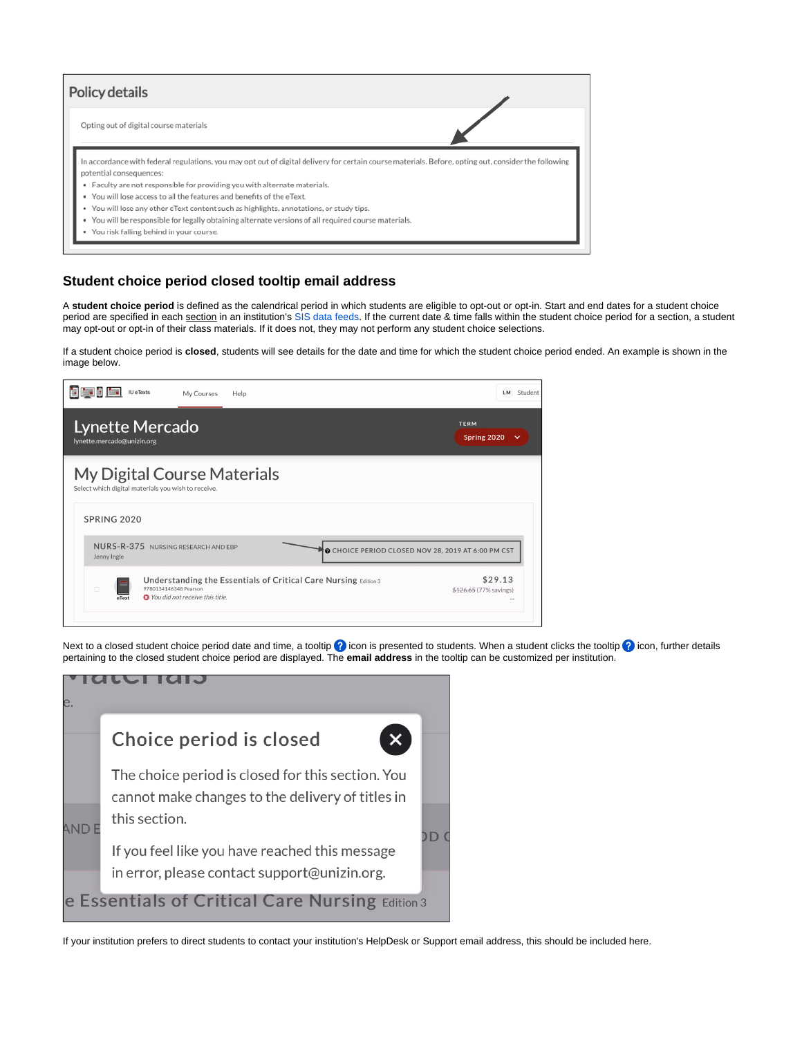## Student choice period closed tooltip email address

A **student choice period** is defined as the calendrical period in which students are eligible to opt-out or opt-in. Start and end dates for a student choice period are specified in each section in an institution's SIS data feeds. If the current date & time falls within the student choice period for a section, a student may opt-out or opt-in of their class materials. If it does not, they may not perform any student choice selections.

If a student choice period is **closed**, students will see details for the date and time for which the student choice period ended. An example is shown in the image below.

Next to a closed student choice period date and time, a tooltip icon is presented to students. When a student clicks the tooltip icon, further details pertaining to the closed student choice period are displayed. The **email address** in the tooltip can be customized per institution.

If your institution prefers to direct students to contact your institution's HelpDesk or Support email address, this should be included here.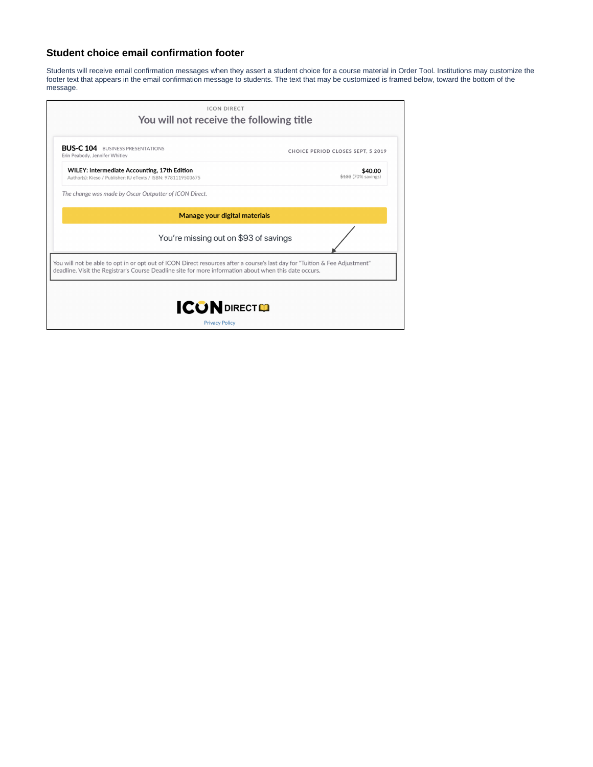### Student choice email confirmation footer

Students will receive email confirmation messages when they assert a student choice for a course material in Order Tool. Institutions may customize the footer text that appears in the email confirmation message to students. The text that may be customized is framed below, toward the bottom of the message.

ICON DIRECT

You will not receive the following title

**BUS-C 104** BUSINESS PRESENTATIONS
Erin Peabody, Jennifer Whitley

CHOICE PERIOD CLOSES SEPT, 5 2019

**WILEY: Intermediate Accounting, 17th Edition**
Author(s): Kieso / Publisher: IU eTexts / ISBN: 9781119503675

**$40.00**
~~$133~~ (70% savings)

*The change was made by Oscar Outputter of ICON Direct.*

**Manage your digital materials**

You're missing out on $93 of savings

You will not be able to opt in or opt out of ICON Direct resources after a course's last day for "Tuition & Fee Adjustment" deadline. Visit the Registrar's Course Deadline site for more information about when this date occurs.

ICON DIRECT

Privacy Policy